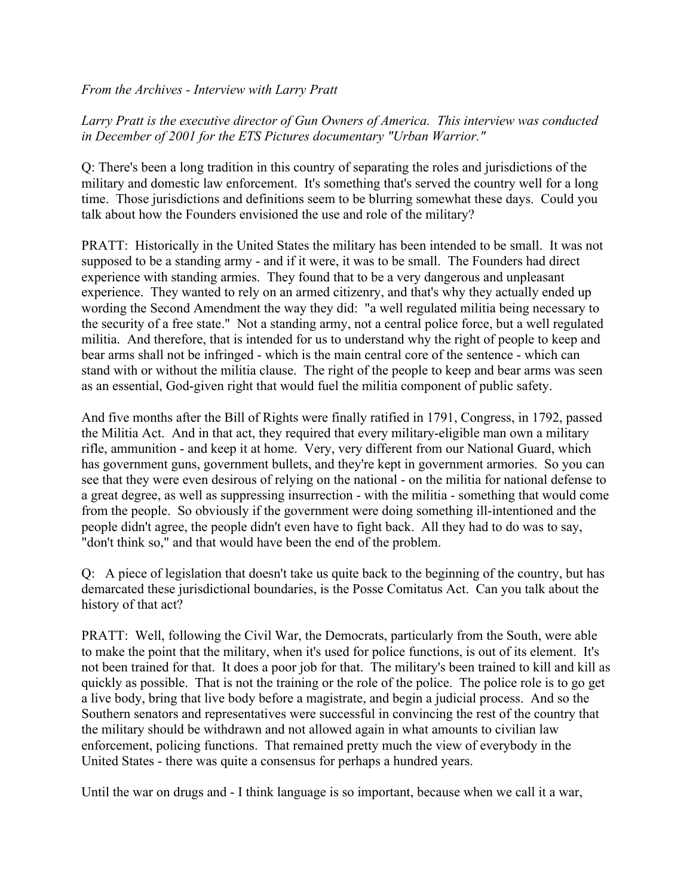*From the Archives - Interview with Larry Pratt*

*Larry Pratt is the executive director of Gun Owners of America. This interview was conducted in December of 2001 for the ETS Pictures documentary "Urban Warrior."*

Q: There's been a long tradition in this country of separating the roles and jurisdictions of the military and domestic law enforcement. It's something that's served the country well for a long time. Those jurisdictions and definitions seem to be blurring somewhat these days. Could you talk about how the Founders envisioned the use and role of the military?

PRATT: Historically in the United States the military has been intended to be small. It was not supposed to be a standing army - and if it were, it was to be small. The Founders had direct experience with standing armies. They found that to be a very dangerous and unpleasant experience. They wanted to rely on an armed citizenry, and that's why they actually ended up wording the Second Amendment the way they did: "a well regulated militia being necessary to the security of a free state." Not a standing army, not a central police force, but a well regulated militia. And therefore, that is intended for us to understand why the right of people to keep and bear arms shall not be infringed - which is the main central core of the sentence - which can stand with or without the militia clause. The right of the people to keep and bear arms was seen as an essential, God-given right that would fuel the militia component of public safety.

And five months after the Bill of Rights were finally ratified in 1791, Congress, in 1792, passed the Militia Act. And in that act, they required that every military-eligible man own a military rifle, ammunition - and keep it at home. Very, very different from our National Guard, which has government guns, government bullets, and they're kept in government armories. So you can see that they were even desirous of relying on the national - on the militia for national defense to a great degree, as well as suppressing insurrection - with the militia - something that would come from the people. So obviously if the government were doing something ill-intentioned and the people didn't agree, the people didn't even have to fight back. All they had to do was to say, "don't think so," and that would have been the end of the problem.

Q: A piece of legislation that doesn't take us quite back to the beginning of the country, but has demarcated these jurisdictional boundaries, is the Posse Comitatus Act. Can you talk about the history of that act?

PRATT: Well, following the Civil War, the Democrats, particularly from the South, were able to make the point that the military, when it's used for police functions, is out of its element. It's not been trained for that. It does a poor job for that. The military's been trained to kill and kill as quickly as possible. That is not the training or the role of the police. The police role is to go get a live body, bring that live body before a magistrate, and begin a judicial process. And so the Southern senators and representatives were successful in convincing the rest of the country that the military should be withdrawn and not allowed again in what amounts to civilian law enforcement, policing functions. That remained pretty much the view of everybody in the United States - there was quite a consensus for perhaps a hundred years.

Until the war on drugs and - I think language is so important, because when we call it a war,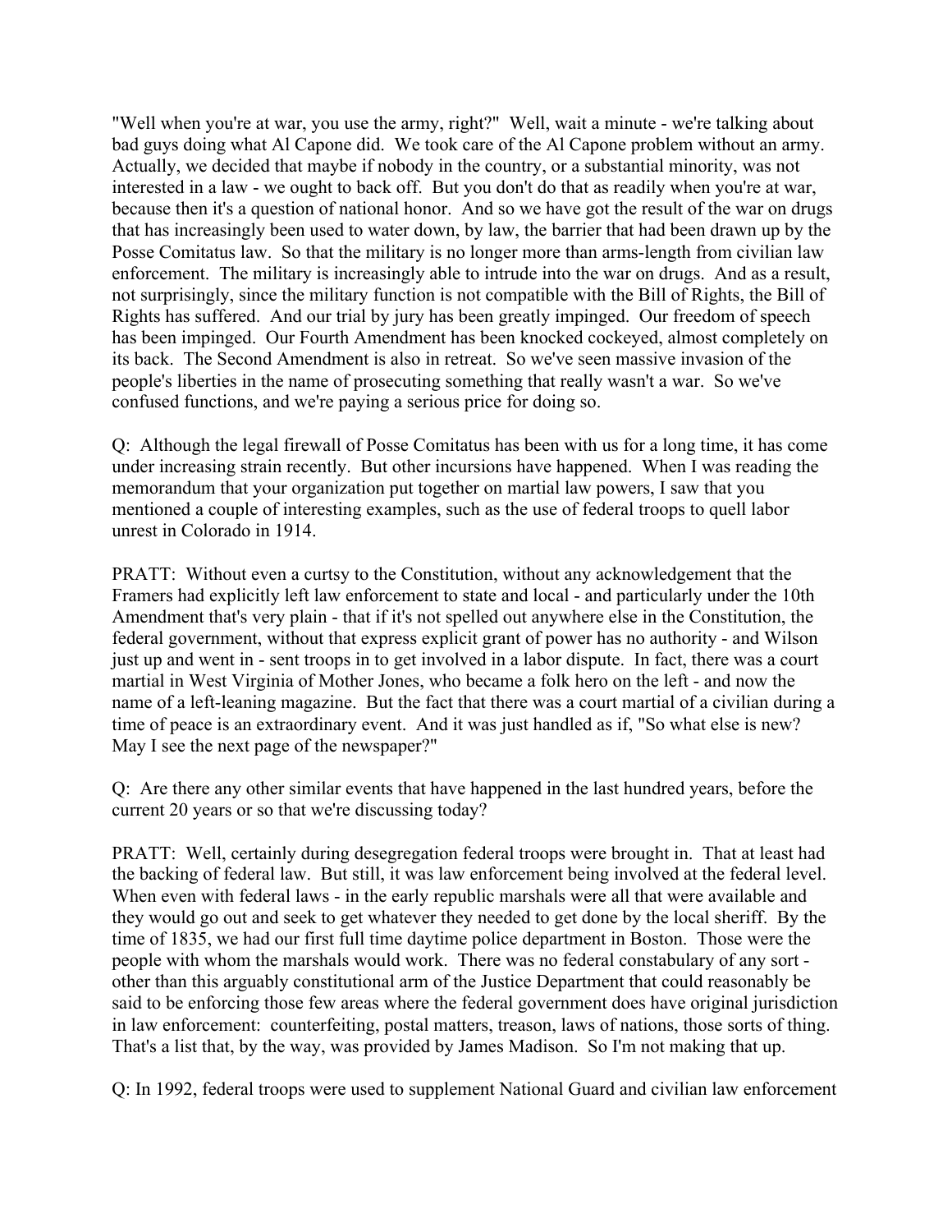"Well when you're at war, you use the army, right?" Well, wait a minute - we're talking about bad guys doing what Al Capone did. We took care of the Al Capone problem without an army. Actually, we decided that maybe if nobody in the country, or a substantial minority, was not interested in a law - we ought to back off. But you don't do that as readily when you're at war, because then it's a question of national honor. And so we have got the result of the war on drugs that has increasingly been used to water down, by law, the barrier that had been drawn up by the Posse Comitatus law. So that the military is no longer more than arms-length from civilian law enforcement. The military is increasingly able to intrude into the war on drugs. And as a result, not surprisingly, since the military function is not compatible with the Bill of Rights, the Bill of Rights has suffered. And our trial by jury has been greatly impinged. Our freedom of speech has been impinged. Our Fourth Amendment has been knocked cockeyed, almost completely on its back. The Second Amendment is also in retreat. So we've seen massive invasion of the people's liberties in the name of prosecuting something that really wasn't a war. So we've confused functions, and we're paying a serious price for doing so.

Q: Although the legal firewall of Posse Comitatus has been with us for a long time, it has come under increasing strain recently. But other incursions have happened. When I was reading the memorandum that your organization put together on martial law powers, I saw that you mentioned a couple of interesting examples, such as the use of federal troops to quell labor unrest in Colorado in 1914.

PRATT: Without even a curtsy to the Constitution, without any acknowledgement that the Framers had explicitly left law enforcement to state and local - and particularly under the 10th Amendment that's very plain - that if it's not spelled out anywhere else in the Constitution, the federal government, without that express explicit grant of power has no authority - and Wilson just up and went in - sent troops in to get involved in a labor dispute. In fact, there was a court martial in West Virginia of Mother Jones, who became a folk hero on the left - and now the name of a left-leaning magazine. But the fact that there was a court martial of a civilian during a time of peace is an extraordinary event. And it was just handled as if, "So what else is new? May I see the next page of the newspaper?"

Q: Are there any other similar events that have happened in the last hundred years, before the current 20 years or so that we're discussing today?

PRATT: Well, certainly during desegregation federal troops were brought in. That at least had the backing of federal law. But still, it was law enforcement being involved at the federal level. When even with federal laws - in the early republic marshals were all that were available and they would go out and seek to get whatever they needed to get done by the local sheriff. By the time of 1835, we had our first full time daytime police department in Boston. Those were the people with whom the marshals would work. There was no federal constabulary of any sort - other than this arguably constitutional arm of the Justice Department that could reasonably be said to be enforcing those few areas where the federal government does have original jurisdiction in law enforcement: counterfeiting, postal matters, treason, laws of nations, those sorts of thing. That's a list that, by the way, was provided by James Madison. So I'm not making that up.

Q: In 1992, federal troops were used to supplement National Guard and civilian law enforcement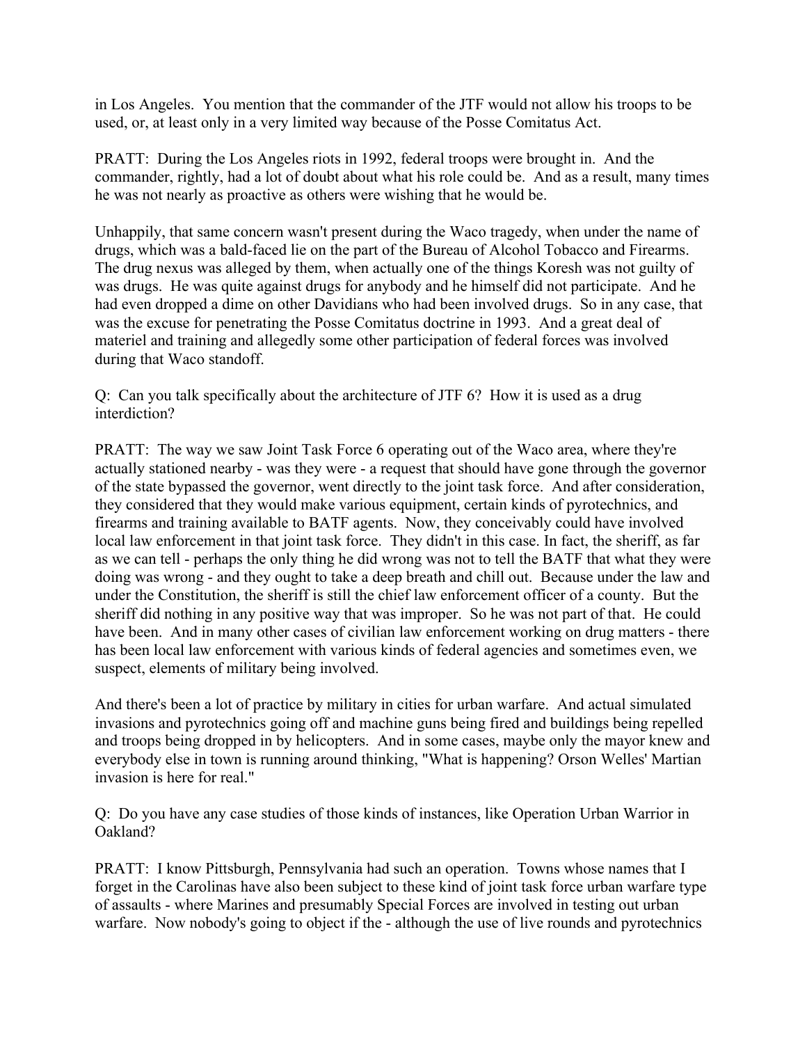in Los Angeles. You mention that the commander of the JTF would not allow his troops to be used, or, at least only in a very limited way because of the Posse Comitatus Act.

PRATT: During the Los Angeles riots in 1992, federal troops were brought in. And the commander, rightly, had a lot of doubt about what his role could be. And as a result, many times he was not nearly as proactive as others were wishing that he would be.

Unhappily, that same concern wasn't present during the Waco tragedy, when under the name of drugs, which was a bald-faced lie on the part of the Bureau of Alcohol Tobacco and Firearms. The drug nexus was alleged by them, when actually one of the things Koresh was not guilty of was drugs. He was quite against drugs for anybody and he himself did not participate. And he had even dropped a dime on other Davidians who had been involved drugs. So in any case, that was the excuse for penetrating the Posse Comitatus doctrine in 1993. And a great deal of materiel and training and allegedly some other participation of federal forces was involved during that Waco standoff.

Q: Can you talk specifically about the architecture of JTF 6? How it is used as a drug interdiction?

PRATT: The way we saw Joint Task Force 6 operating out of the Waco area, where they're actually stationed nearby - was they were - a request that should have gone through the governor of the state bypassed the governor, went directly to the joint task force. And after consideration, they considered that they would make various equipment, certain kinds of pyrotechnics, and firearms and training available to BATF agents. Now, they conceivably could have involved local law enforcement in that joint task force. They didn't in this case. In fact, the sheriff, as far as we can tell - perhaps the only thing he did wrong was not to tell the BATF that what they were doing was wrong - and they ought to take a deep breath and chill out. Because under the law and under the Constitution, the sheriff is still the chief law enforcement officer of a county. But the sheriff did nothing in any positive way that was improper. So he was not part of that. He could have been. And in many other cases of civilian law enforcement working on drug matters - there has been local law enforcement with various kinds of federal agencies and sometimes even, we suspect, elements of military being involved.

And there's been a lot of practice by military in cities for urban warfare. And actual simulated invasions and pyrotechnics going off and machine guns being fired and buildings being repelled and troops being dropped in by helicopters. And in some cases, maybe only the mayor knew and everybody else in town is running around thinking, "What is happening? Orson Welles' Martian invasion is here for real."

Q: Do you have any case studies of those kinds of instances, like Operation Urban Warrior in Oakland?

PRATT: I know Pittsburgh, Pennsylvania had such an operation. Towns whose names that I forget in the Carolinas have also been subject to these kind of joint task force urban warfare type of assaults - where Marines and presumably Special Forces are involved in testing out urban warfare. Now nobody's going to object if the - although the use of live rounds and pyrotechnics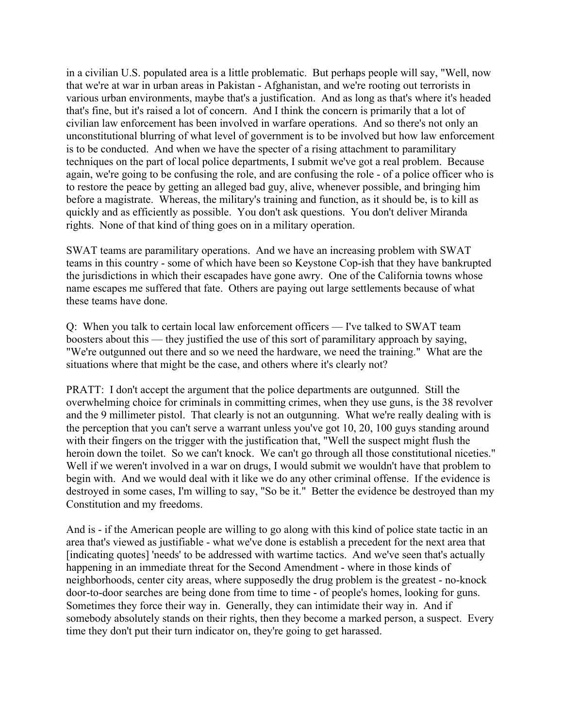in a civilian U.S. populated area is a little problematic. But perhaps people will say, "Well, now that we're at war in urban areas in Pakistan - Afghanistan, and we're rooting out terrorists in various urban environments, maybe that's a justification. And as long as that's where it's headed that's fine, but it's raised a lot of concern. And I think the concern is primarily that a lot of civilian law enforcement has been involved in warfare operations. And so there's not only an unconstitutional blurring of what level of government is to be involved but how law enforcement is to be conducted. And when we have the specter of a rising attachment to paramilitary techniques on the part of local police departments, I submit we've got a real problem. Because again, we're going to be confusing the role, and are confusing the role - of a police officer who is to restore the peace by getting an alleged bad guy, alive, whenever possible, and bringing him before a magistrate. Whereas, the military's training and function, as it should be, is to kill as quickly and as efficiently as possible. You don't ask questions. You don't deliver Miranda rights. None of that kind of thing goes on in a military operation.

SWAT teams are paramilitary operations. And we have an increasing problem with SWAT teams in this country - some of which have been so Keystone Cop-ish that they have bankrupted the jurisdictions in which their escapades have gone awry. One of the California towns whose name escapes me suffered that fate. Others are paying out large settlements because of what these teams have done.

Q: When you talk to certain local law enforcement officers — I've talked to SWAT team boosters about this — they justified the use of this sort of paramilitary approach by saying, "We're outgunned out there and so we need the hardware, we need the training." What are the situations where that might be the case, and others where it's clearly not?

PRATT: I don't accept the argument that the police departments are outgunned. Still the overwhelming choice for criminals in committing crimes, when they use guns, is the 38 revolver and the 9 millimeter pistol. That clearly is not an outgunning. What we're really dealing with is the perception that you can't serve a warrant unless you've got 10, 20, 100 guys standing around with their fingers on the trigger with the justification that, "Well the suspect might flush the heroin down the toilet. So we can't knock. We can't go through all those constitutional niceties." Well if we weren't involved in a war on drugs, I would submit we wouldn't have that problem to begin with. And we would deal with it like we do any other criminal offense. If the evidence is destroyed in some cases, I'm willing to say, "So be it." Better the evidence be destroyed than my Constitution and my freedoms.

And is - if the American people are willing to go along with this kind of police state tactic in an area that's viewed as justifiable - what we've done is establish a precedent for the next area that [indicating quotes] 'needs' to be addressed with wartime tactics. And we've seen that's actually happening in an immediate threat for the Second Amendment - where in those kinds of neighborhoods, center city areas, where supposedly the drug problem is the greatest - no-knock door-to-door searches are being done from time to time - of people's homes, looking for guns. Sometimes they force their way in. Generally, they can intimidate their way in. And if somebody absolutely stands on their rights, then they become a marked person, a suspect. Every time they don't put their turn indicator on, they're going to get harassed.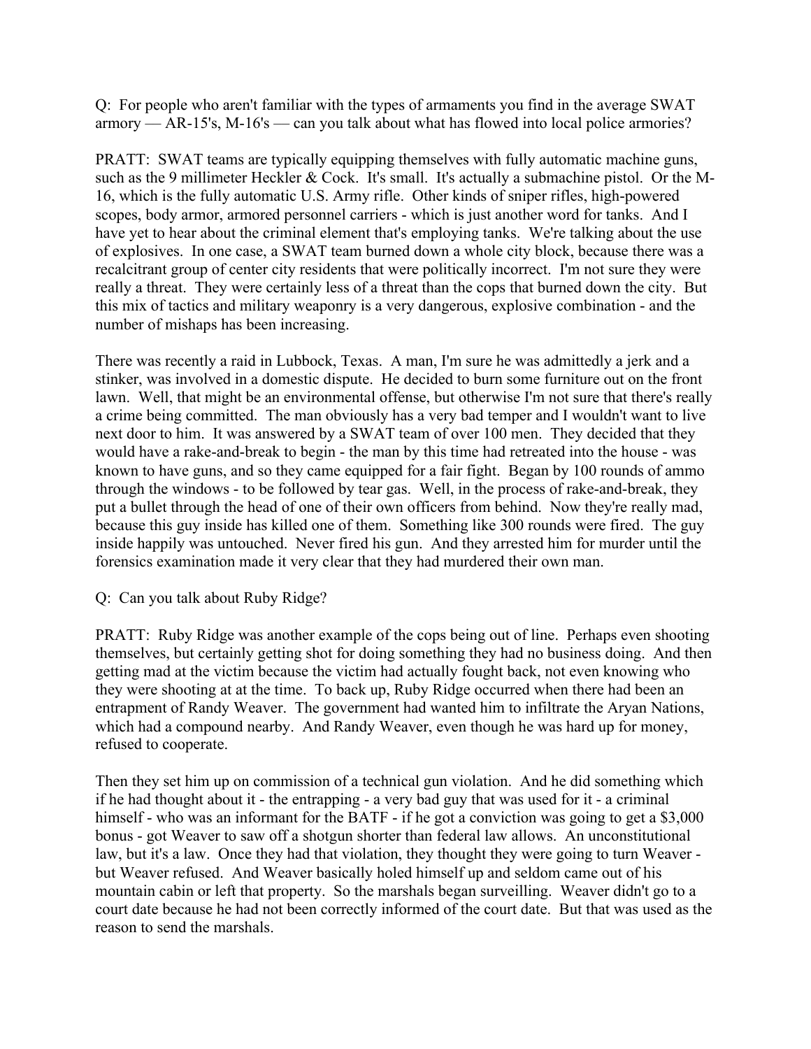Q: For people who aren't familiar with the types of armaments you find in the average SWAT armory — AR-15's, M-16's — can you talk about what has flowed into local police armories?

PRATT: SWAT teams are typically equipping themselves with fully automatic machine guns, such as the 9 millimeter Heckler & Cock. It's small. It's actually a submachine pistol. Or the M-16, which is the fully automatic U.S. Army rifle. Other kinds of sniper rifles, high-powered scopes, body armor, armored personnel carriers - which is just another word for tanks. And I have yet to hear about the criminal element that's employing tanks. We're talking about the use of explosives. In one case, a SWAT team burned down a whole city block, because there was a recalcitrant group of center city residents that were politically incorrect. I'm not sure they were really a threat. They were certainly less of a threat than the cops that burned down the city. But this mix of tactics and military weaponry is a very dangerous, explosive combination - and the number of mishaps has been increasing.

There was recently a raid in Lubbock, Texas. A man, I'm sure he was admittedly a jerk and a stinker, was involved in a domestic dispute. He decided to burn some furniture out on the front lawn. Well, that might be an environmental offense, but otherwise I'm not sure that there's really a crime being committed. The man obviously has a very bad temper and I wouldn't want to live next door to him. It was answered by a SWAT team of over 100 men. They decided that they would have a rake-and-break to begin - the man by this time had retreated into the house - was known to have guns, and so they came equipped for a fair fight. Began by 100 rounds of ammo through the windows - to be followed by tear gas. Well, in the process of rake-and-break, they put a bullet through the head of one of their own officers from behind. Now they're really mad, because this guy inside has killed one of them. Something like 300 rounds were fired. The guy inside happily was untouched. Never fired his gun. And they arrested him for murder until the forensics examination made it very clear that they had murdered their own man.

Q: Can you talk about Ruby Ridge?

PRATT: Ruby Ridge was another example of the cops being out of line. Perhaps even shooting themselves, but certainly getting shot for doing something they had no business doing. And then getting mad at the victim because the victim had actually fought back, not even knowing who they were shooting at at the time. To back up, Ruby Ridge occurred when there had been an entrapment of Randy Weaver. The government had wanted him to infiltrate the Aryan Nations, which had a compound nearby. And Randy Weaver, even though he was hard up for money, refused to cooperate.

Then they set him up on commission of a technical gun violation. And he did something which if he had thought about it - the entrapping - a very bad guy that was used for it - a criminal himself - who was an informant for the BATF - if he got a conviction was going to get a $3,000 bonus - got Weaver to saw off a shotgun shorter than federal law allows. An unconstitutional law, but it's a law. Once they had that violation, they thought they were going to turn Weaver - but Weaver refused. And Weaver basically holed himself up and seldom came out of his mountain cabin or left that property. So the marshals began surveilling. Weaver didn't go to a court date because he had not been correctly informed of the court date. But that was used as the reason to send the marshals.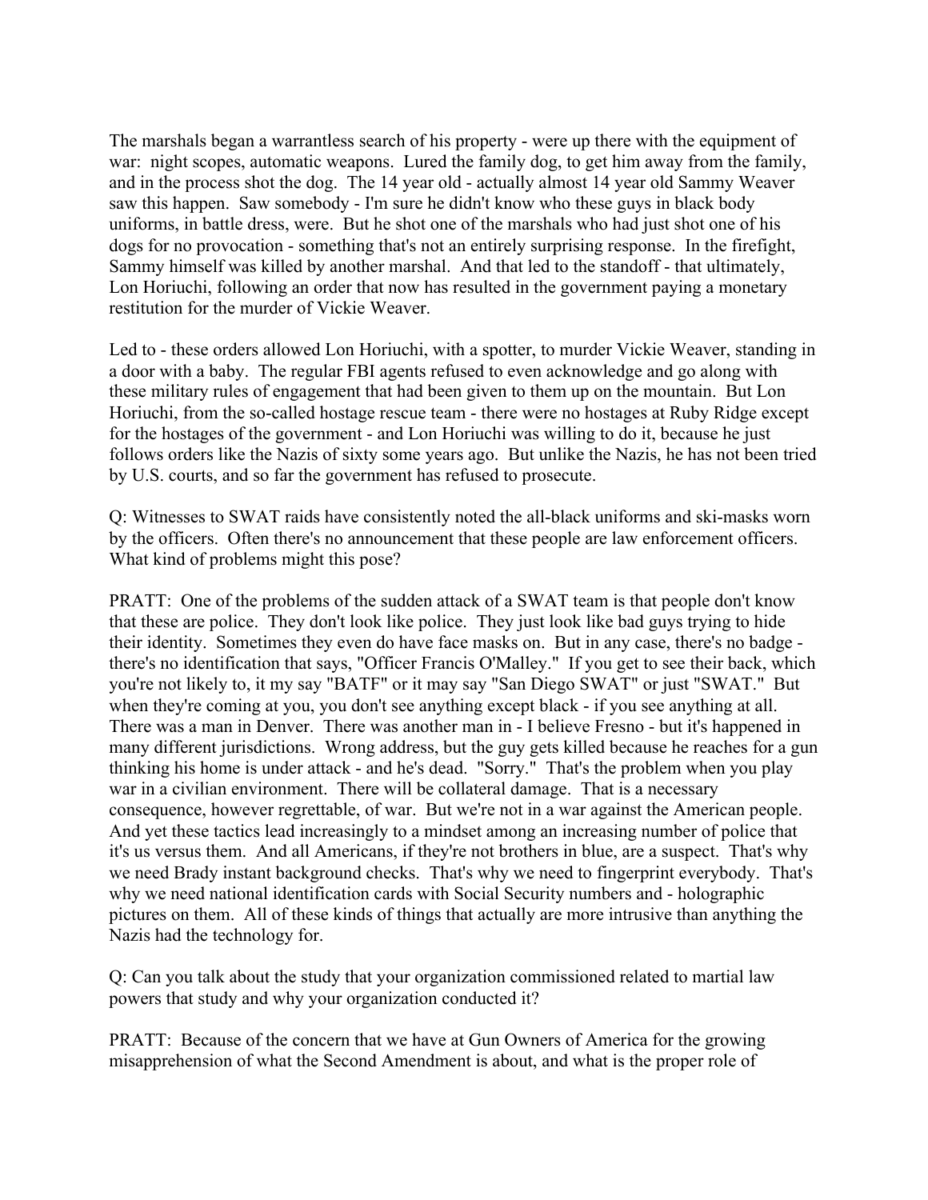The marshals began a warrantless search of his property - were up there with the equipment of war: night scopes, automatic weapons. Lured the family dog, to get him away from the family, and in the process shot the dog. The 14 year old - actually almost 14 year old Sammy Weaver saw this happen. Saw somebody - I'm sure he didn't know who these guys in black body uniforms, in battle dress, were. But he shot one of the marshals who had just shot one of his dogs for no provocation - something that's not an entirely surprising response. In the firefight, Sammy himself was killed by another marshal. And that led to the standoff - that ultimately, Lon Horiuchi, following an order that now has resulted in the government paying a monetary restitution for the murder of Vickie Weaver.

Led to - these orders allowed Lon Horiuchi, with a spotter, to murder Vickie Weaver, standing in a door with a baby. The regular FBI agents refused to even acknowledge and go along with these military rules of engagement that had been given to them up on the mountain. But Lon Horiuchi, from the so-called hostage rescue team - there were no hostages at Ruby Ridge except for the hostages of the government - and Lon Horiuchi was willing to do it, because he just follows orders like the Nazis of sixty some years ago. But unlike the Nazis, he has not been tried by U.S. courts, and so far the government has refused to prosecute.

Q: Witnesses to SWAT raids have consistently noted the all-black uniforms and ski-masks worn by the officers. Often there's no announcement that these people are law enforcement officers. What kind of problems might this pose?

PRATT: One of the problems of the sudden attack of a SWAT team is that people don't know that these are police. They don't look like police. They just look like bad guys trying to hide their identity. Sometimes they even do have face masks on. But in any case, there's no badge - there's no identification that says, "Officer Francis O'Malley." If you get to see their back, which you're not likely to, it my say "BATF" or it may say "San Diego SWAT" or just "SWAT." But when they're coming at you, you don't see anything except black - if you see anything at all. There was a man in Denver. There was another man in - I believe Fresno - but it's happened in many different jurisdictions. Wrong address, but the guy gets killed because he reaches for a gun thinking his home is under attack - and he's dead. "Sorry." That's the problem when you play war in a civilian environment. There will be collateral damage. That is a necessary consequence, however regrettable, of war. But we're not in a war against the American people. And yet these tactics lead increasingly to a mindset among an increasing number of police that it's us versus them. And all Americans, if they're not brothers in blue, are a suspect. That's why we need Brady instant background checks. That's why we need to fingerprint everybody. That's why we need national identification cards with Social Security numbers and - holographic pictures on them. All of these kinds of things that actually are more intrusive than anything the Nazis had the technology for.

Q: Can you talk about the study that your organization commissioned related to martial law powers that study and why your organization conducted it?

PRATT: Because of the concern that we have at Gun Owners of America for the growing misapprehension of what the Second Amendment is about, and what is the proper role of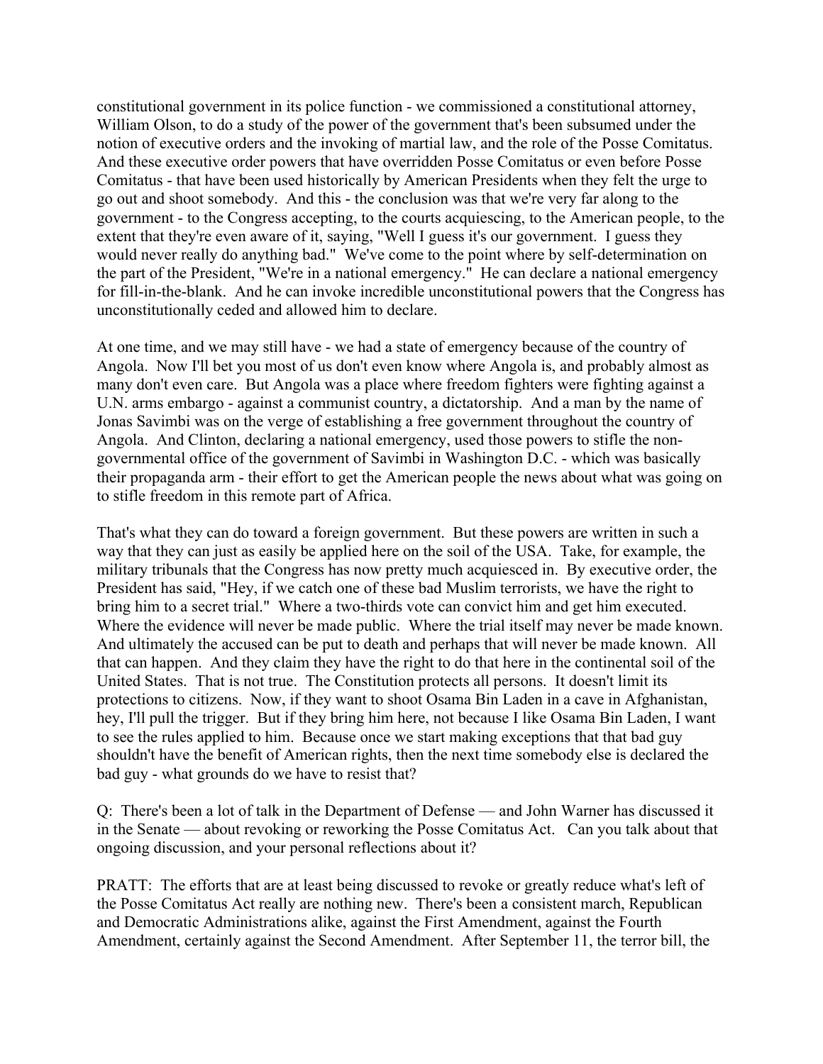constitutional government in its police function - we commissioned a constitutional attorney, William Olson, to do a study of the power of the government that's been subsumed under the notion of executive orders and the invoking of martial law, and the role of the Posse Comitatus. And these executive order powers that have overridden Posse Comitatus or even before Posse Comitatus - that have been used historically by American Presidents when they felt the urge to go out and shoot somebody. And this - the conclusion was that we're very far along to the government - to the Congress accepting, to the courts acquiescing, to the American people, to the extent that they're even aware of it, saying, "Well I guess it's our government. I guess they would never really do anything bad." We've come to the point where by self-determination on the part of the President, "We're in a national emergency." He can declare a national emergency for fill-in-the-blank. And he can invoke incredible unconstitutional powers that the Congress has unconstitutionally ceded and allowed him to declare.

At one time, and we may still have - we had a state of emergency because of the country of Angola. Now I'll bet you most of us don't even know where Angola is, and probably almost as many don't even care. But Angola was a place where freedom fighters were fighting against a U.N. arms embargo - against a communist country, a dictatorship. And a man by the name of Jonas Savimbi was on the verge of establishing a free government throughout the country of Angola. And Clinton, declaring a national emergency, used those powers to stifle the non-governmental office of the government of Savimbi in Washington D.C. - which was basically their propaganda arm - their effort to get the American people the news about what was going on to stifle freedom in this remote part of Africa.

That's what they can do toward a foreign government. But these powers are written in such a way that they can just as easily be applied here on the soil of the USA. Take, for example, the military tribunals that the Congress has now pretty much acquiesced in. By executive order, the President has said, "Hey, if we catch one of these bad Muslim terrorists, we have the right to bring him to a secret trial." Where a two-thirds vote can convict him and get him executed. Where the evidence will never be made public. Where the trial itself may never be made known. And ultimately the accused can be put to death and perhaps that will never be made known. All that can happen. And they claim they have the right to do that here in the continental soil of the United States. That is not true. The Constitution protects all persons. It doesn't limit its protections to citizens. Now, if they want to shoot Osama Bin Laden in a cave in Afghanistan, hey, I'll pull the trigger. But if they bring him here, not because I like Osama Bin Laden, I want to see the rules applied to him. Because once we start making exceptions that that bad guy shouldn't have the benefit of American rights, then the next time somebody else is declared the bad guy - what grounds do we have to resist that?

Q: There's been a lot of talk in the Department of Defense — and John Warner has discussed it in the Senate — about revoking or reworking the Posse Comitatus Act. Can you talk about that ongoing discussion, and your personal reflections about it?

PRATT: The efforts that are at least being discussed to revoke or greatly reduce what's left of the Posse Comitatus Act really are nothing new. There's been a consistent march, Republican and Democratic Administrations alike, against the First Amendment, against the Fourth Amendment, certainly against the Second Amendment. After September 11, the terror bill, the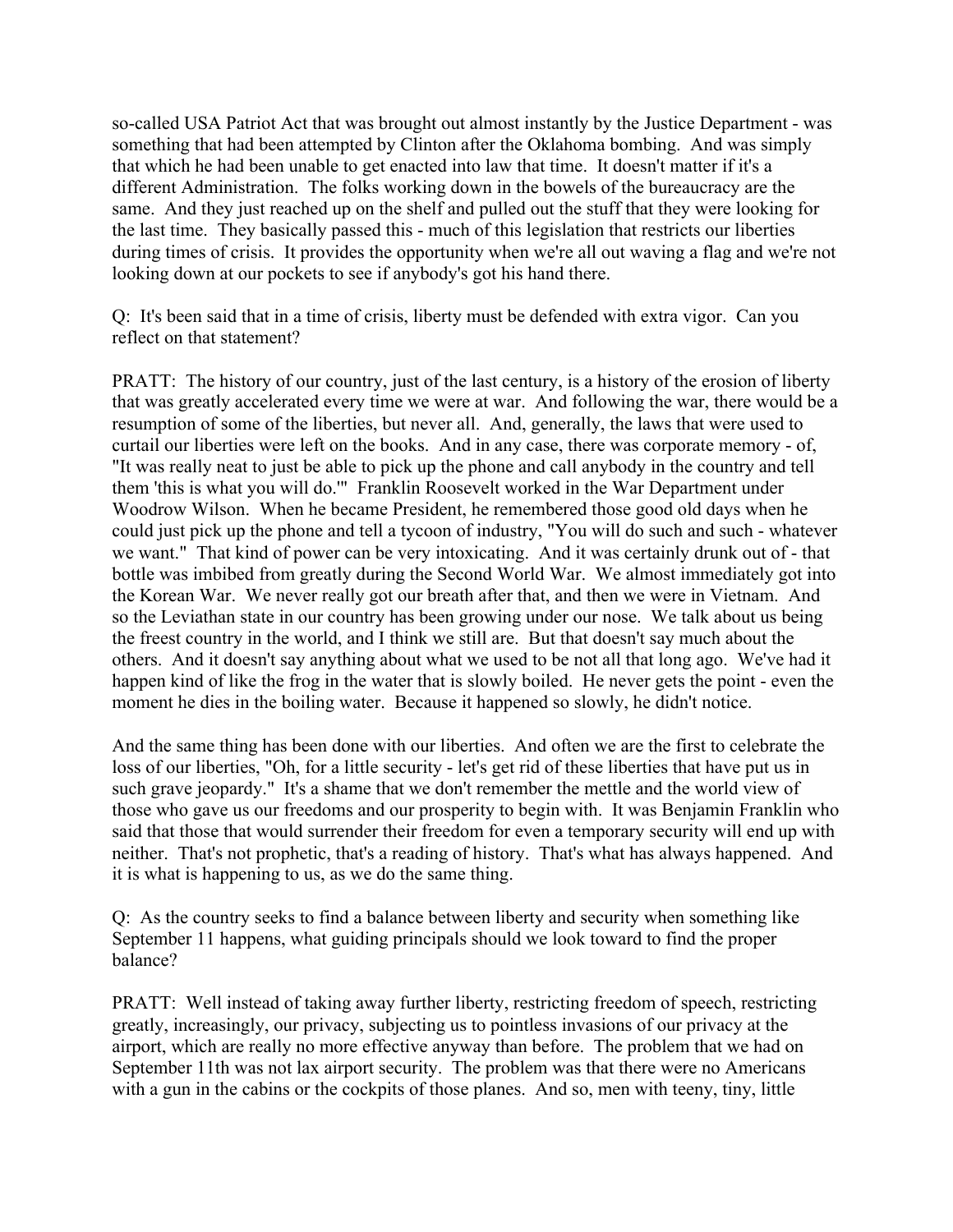so-called USA Patriot Act that was brought out almost instantly by the Justice Department - was something that had been attempted by Clinton after the Oklahoma bombing. And was simply that which he had been unable to get enacted into law that time. It doesn't matter if it's a different Administration. The folks working down in the bowels of the bureaucracy are the same. And they just reached up on the shelf and pulled out the stuff that they were looking for the last time. They basically passed this - much of this legislation that restricts our liberties during times of crisis. It provides the opportunity when we're all out waving a flag and we're not looking down at our pockets to see if anybody's got his hand there.

Q: It's been said that in a time of crisis, liberty must be defended with extra vigor. Can you reflect on that statement?

PRATT: The history of our country, just of the last century, is a history of the erosion of liberty that was greatly accelerated every time we were at war. And following the war, there would be a resumption of some of the liberties, but never all. And, generally, the laws that were used to curtail our liberties were left on the books. And in any case, there was corporate memory - of, "It was really neat to just be able to pick up the phone and call anybody in the country and tell them 'this is what you will do.'" Franklin Roosevelt worked in the War Department under Woodrow Wilson. When he became President, he remembered those good old days when he could just pick up the phone and tell a tycoon of industry, "You will do such and such - whatever we want." That kind of power can be very intoxicating. And it was certainly drunk out of - that bottle was imbibed from greatly during the Second World War. We almost immediately got into the Korean War. We never really got our breath after that, and then we were in Vietnam. And so the Leviathan state in our country has been growing under our nose. We talk about us being the freest country in the world, and I think we still are. But that doesn't say much about the others. And it doesn't say anything about what we used to be not all that long ago. We've had it happen kind of like the frog in the water that is slowly boiled. He never gets the point - even the moment he dies in the boiling water. Because it happened so slowly, he didn't notice.

And the same thing has been done with our liberties. And often we are the first to celebrate the loss of our liberties, "Oh, for a little security - let's get rid of these liberties that have put us in such grave jeopardy." It's a shame that we don't remember the mettle and the world view of those who gave us our freedoms and our prosperity to begin with. It was Benjamin Franklin who said that those that would surrender their freedom for even a temporary security will end up with neither. That's not prophetic, that's a reading of history. That's what has always happened. And it is what is happening to us, as we do the same thing.

Q: As the country seeks to find a balance between liberty and security when something like September 11 happens, what guiding principals should we look toward to find the proper balance?

PRATT: Well instead of taking away further liberty, restricting freedom of speech, restricting greatly, increasingly, our privacy, subjecting us to pointless invasions of our privacy at the airport, which are really no more effective anyway than before. The problem that we had on September 11th was not lax airport security. The problem was that there were no Americans with a gun in the cabins or the cockpits of those planes. And so, men with teeny, tiny, little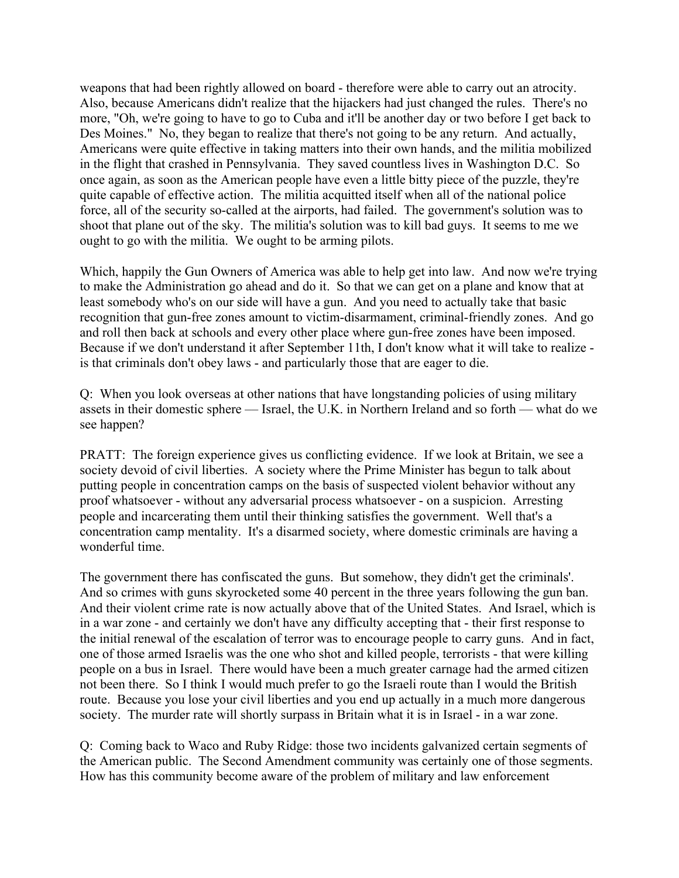weapons that had been rightly allowed on board - therefore were able to carry out an atrocity. Also, because Americans didn't realize that the hijackers had just changed the rules. There's no more, "Oh, we're going to have to go to Cuba and it'll be another day or two before I get back to Des Moines." No, they began to realize that there's not going to be any return. And actually, Americans were quite effective in taking matters into their own hands, and the militia mobilized in the flight that crashed in Pennsylvania. They saved countless lives in Washington D.C. So once again, as soon as the American people have even a little bitty piece of the puzzle, they're quite capable of effective action. The militia acquitted itself when all of the national police force, all of the security so-called at the airports, had failed. The government's solution was to shoot that plane out of the sky. The militia's solution was to kill bad guys. It seems to me we ought to go with the militia. We ought to be arming pilots.

Which, happily the Gun Owners of America was able to help get into law. And now we're trying to make the Administration go ahead and do it. So that we can get on a plane and know that at least somebody who's on our side will have a gun. And you need to actually take that basic recognition that gun-free zones amount to victim-disarmament, criminal-friendly zones. And go and roll then back at schools and every other place where gun-free zones have been imposed. Because if we don't understand it after September 11th, I don't know what it will take to realize - is that criminals don't obey laws - and particularly those that are eager to die.

Q: When you look overseas at other nations that have longstanding policies of using military assets in their domestic sphere — Israel, the U.K. in Northern Ireland and so forth — what do we see happen?

PRATT: The foreign experience gives us conflicting evidence. If we look at Britain, we see a society devoid of civil liberties. A society where the Prime Minister has begun to talk about putting people in concentration camps on the basis of suspected violent behavior without any proof whatsoever - without any adversarial process whatsoever - on a suspicion. Arresting people and incarcerating them until their thinking satisfies the government. Well that's a concentration camp mentality. It's a disarmed society, where domestic criminals are having a wonderful time.

The government there has confiscated the guns. But somehow, they didn't get the criminals'. And so crimes with guns skyrocketed some 40 percent in the three years following the gun ban. And their violent crime rate is now actually above that of the United States. And Israel, which is in a war zone - and certainly we don't have any difficulty accepting that - their first response to the initial renewal of the escalation of terror was to encourage people to carry guns. And in fact, one of those armed Israelis was the one who shot and killed people, terrorists - that were killing people on a bus in Israel. There would have been a much greater carnage had the armed citizen not been there. So I think I would much prefer to go the Israeli route than I would the British route. Because you lose your civil liberties and you end up actually in a much more dangerous society. The murder rate will shortly surpass in Britain what it is in Israel - in a war zone.

Q: Coming back to Waco and Ruby Ridge: those two incidents galvanized certain segments of the American public. The Second Amendment community was certainly one of those segments. How has this community become aware of the problem of military and law enforcement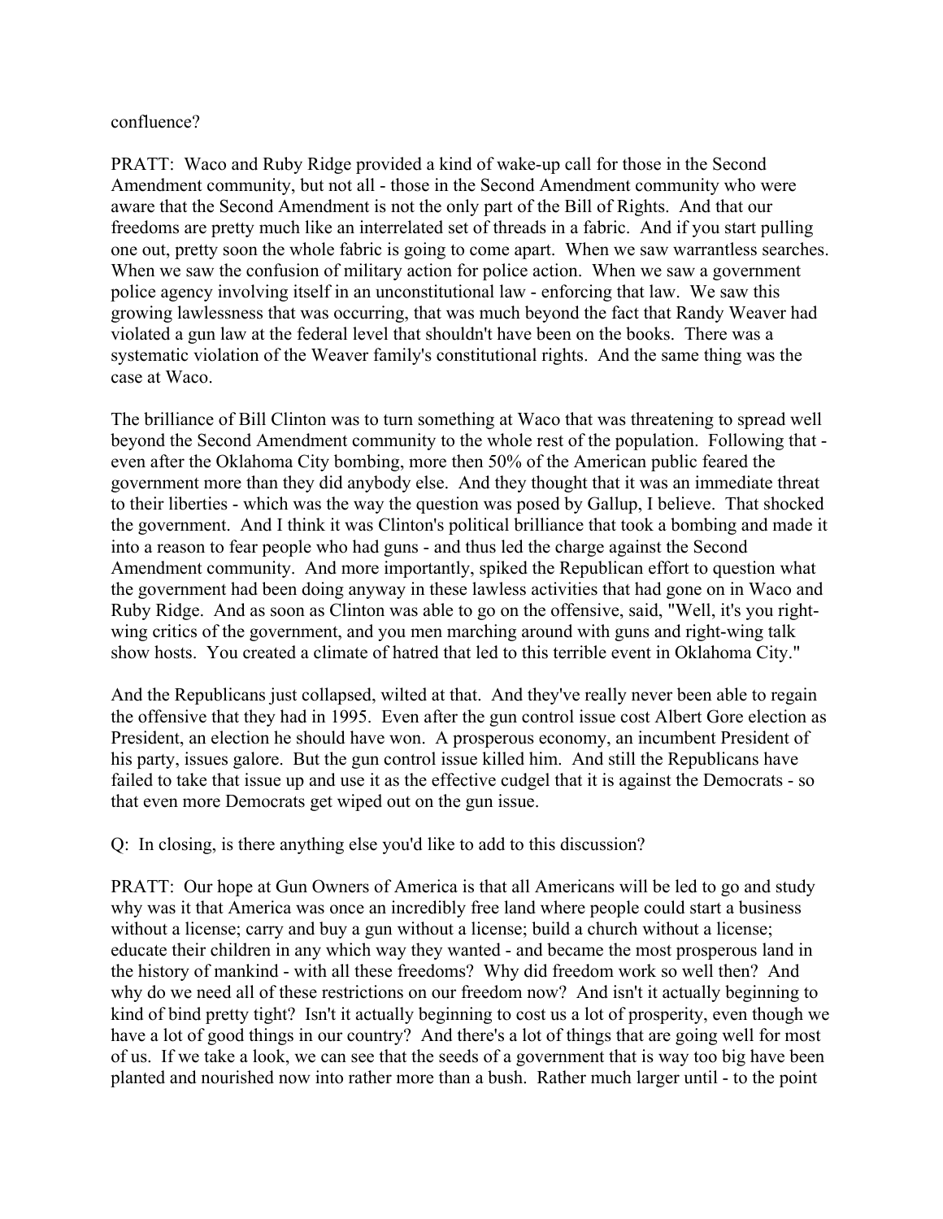confluence?

PRATT: Waco and Ruby Ridge provided a kind of wake-up call for those in the Second Amendment community, but not all - those in the Second Amendment community who were aware that the Second Amendment is not the only part of the Bill of Rights. And that our freedoms are pretty much like an interrelated set of threads in a fabric. And if you start pulling one out, pretty soon the whole fabric is going to come apart. When we saw warrantless searches. When we saw the confusion of military action for police action. When we saw a government police agency involving itself in an unconstitutional law - enforcing that law. We saw this growing lawlessness that was occurring, that was much beyond the fact that Randy Weaver had violated a gun law at the federal level that shouldn't have been on the books. There was a systematic violation of the Weaver family's constitutional rights. And the same thing was the case at Waco.

The brilliance of Bill Clinton was to turn something at Waco that was threatening to spread well beyond the Second Amendment community to the whole rest of the population. Following that - even after the Oklahoma City bombing, more then 50% of the American public feared the government more than they did anybody else. And they thought that it was an immediate threat to their liberties - which was the way the question was posed by Gallup, I believe. That shocked the government. And I think it was Clinton's political brilliance that took a bombing and made it into a reason to fear people who had guns - and thus led the charge against the Second Amendment community. And more importantly, spiked the Republican effort to question what the government had been doing anyway in these lawless activities that had gone on in Waco and Ruby Ridge. And as soon as Clinton was able to go on the offensive, said, "Well, it's you right-wing critics of the government, and you men marching around with guns and right-wing talk show hosts. You created a climate of hatred that led to this terrible event in Oklahoma City."

And the Republicans just collapsed, wilted at that. And they've really never been able to regain the offensive that they had in 1995. Even after the gun control issue cost Albert Gore election as President, an election he should have won. A prosperous economy, an incumbent President of his party, issues galore. But the gun control issue killed him. And still the Republicans have failed to take that issue up and use it as the effective cudgel that it is against the Democrats - so that even more Democrats get wiped out on the gun issue.

Q: In closing, is there anything else you'd like to add to this discussion?

PRATT: Our hope at Gun Owners of America is that all Americans will be led to go and study why was it that America was once an incredibly free land where people could start a business without a license; carry and buy a gun without a license; build a church without a license; educate their children in any which way they wanted - and became the most prosperous land in the history of mankind - with all these freedoms? Why did freedom work so well then? And why do we need all of these restrictions on our freedom now? And isn't it actually beginning to kind of bind pretty tight? Isn't it actually beginning to cost us a lot of prosperity, even though we have a lot of good things in our country? And there's a lot of things that are going well for most of us. If we take a look, we can see that the seeds of a government that is way too big have been planted and nourished now into rather more than a bush. Rather much larger until - to the point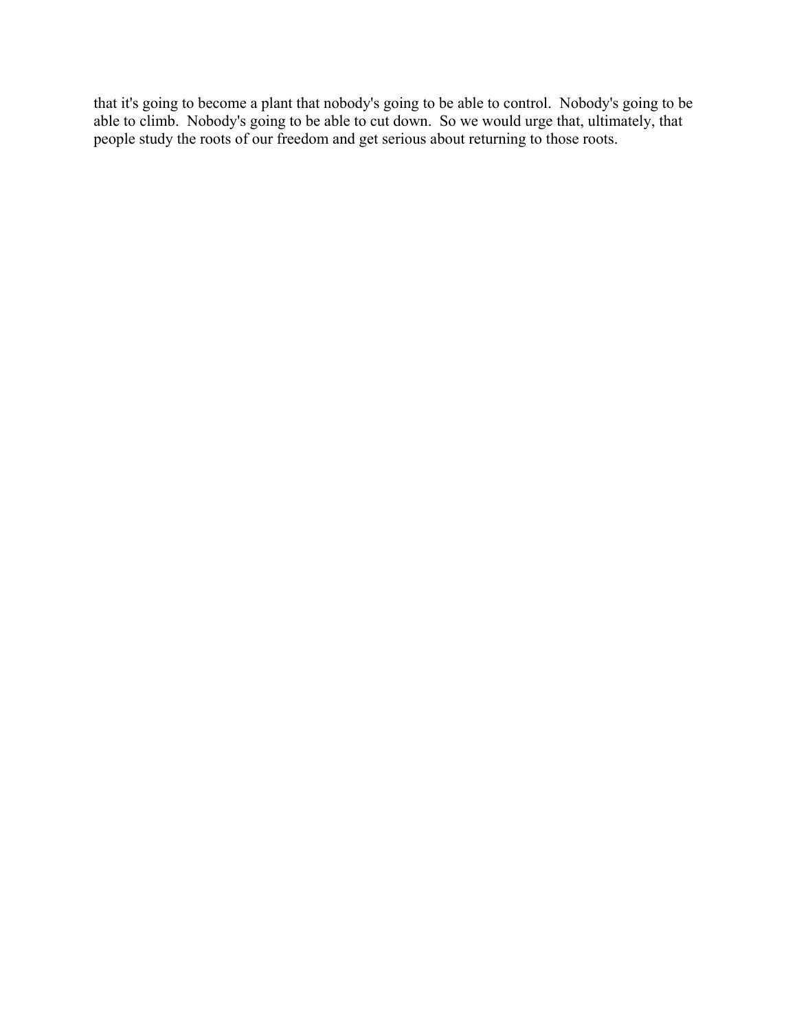that it's going to become a plant that nobody's going to be able to control. Nobody's going to be able to climb. Nobody's going to be able to cut down. So we would urge that, ultimately, that people study the roots of our freedom and get serious about returning to those roots.